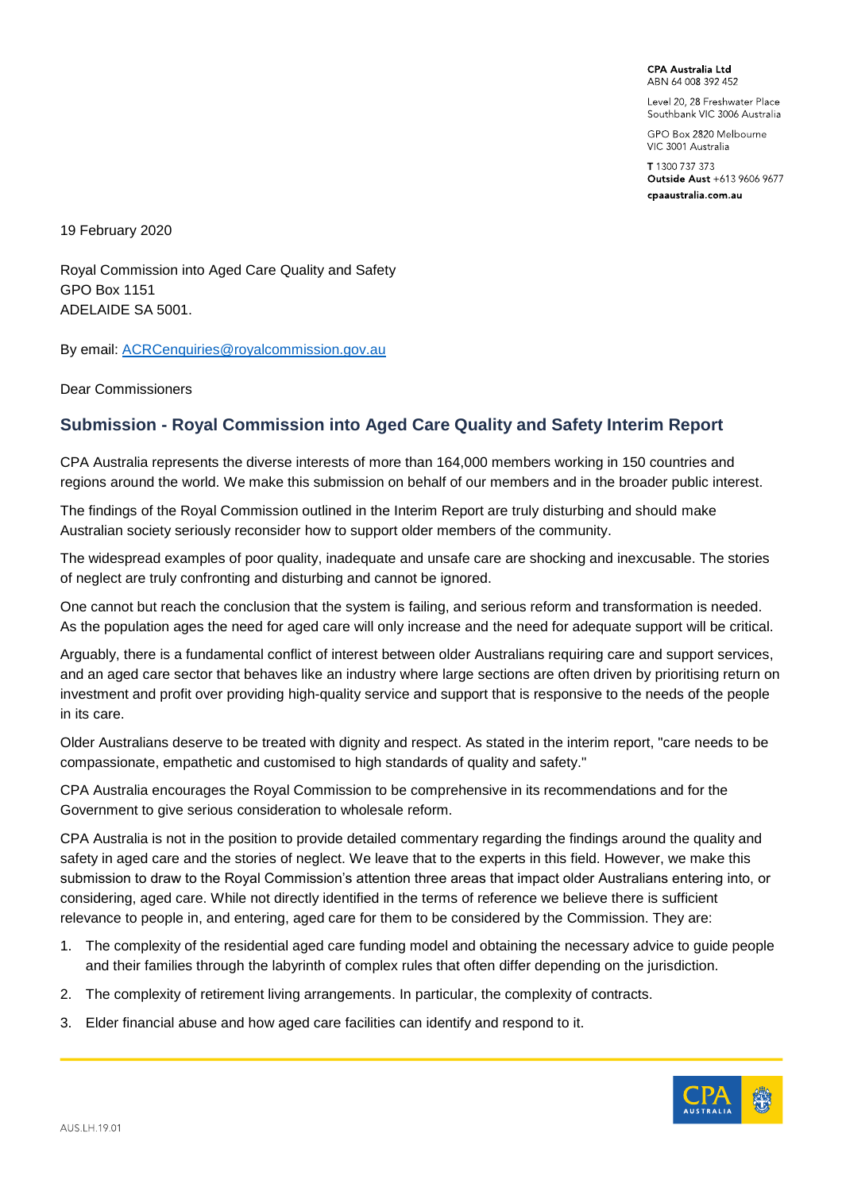CPA Australia Ltd
ABN 64 008 392 452

Level 20, 28 Freshwater Place
Southbank VIC 3006 Australia

GPO Box 2820 Melbourne
VIC 3001 Australia

**T** 1300 737 373
**Outside Aust** +613 9606 9677

**cpaaustralia.com.au**

19 February 2020

Royal Commission into Aged Care Quality and Safety
GPO Box 1151
ADELAIDE SA 5001.

By email: ACRCenquiries@royalcommission.gov.au

Dear Commissioners

## Submission - Royal Commission into Aged Care Quality and Safety Interim Report

CPA Australia represents the diverse interests of more than 164,000 members working in 150 countries and regions around the world. We make this submission on behalf of our members and in the broader public interest.

The findings of the Royal Commission outlined in the Interim Report are truly disturbing and should make Australian society seriously reconsider how to support older members of the community.

The widespread examples of poor quality, inadequate and unsafe care are shocking and inexcusable. The stories of neglect are truly confronting and disturbing and cannot be ignored.

One cannot but reach the conclusion that the system is failing, and serious reform and transformation is needed. As the population ages the need for aged care will only increase and the need for adequate support will be critical.

Arguably, there is a fundamental conflict of interest between older Australians requiring care and support services, and an aged care sector that behaves like an industry where large sections are often driven by prioritising return on investment and profit over providing high-quality service and support that is responsive to the needs of the people in its care.

Older Australians deserve to be treated with dignity and respect. As stated in the interim report, "care needs to be compassionate, empathetic and customised to high standards of quality and safety."

CPA Australia encourages the Royal Commission to be comprehensive in its recommendations and for the Government to give serious consideration to wholesale reform.

CPA Australia is not in the position to provide detailed commentary regarding the findings around the quality and safety in aged care and the stories of neglect. We leave that to the experts in this field. However, we make this submission to draw to the Royal Commission's attention three areas that impact older Australians entering into, or considering, aged care. While not directly identified in the terms of reference we believe there is sufficient relevance to people in, and entering, aged care for them to be considered by the Commission. They are:

1. The complexity of the residential aged care funding model and obtaining the necessary advice to guide people and their families through the labyrinth of complex rules that often differ depending on the jurisdiction.
2. The complexity of retirement living arrangements. In particular, the complexity of contracts.
3. Elder financial abuse and how aged care facilities can identify and respond to it.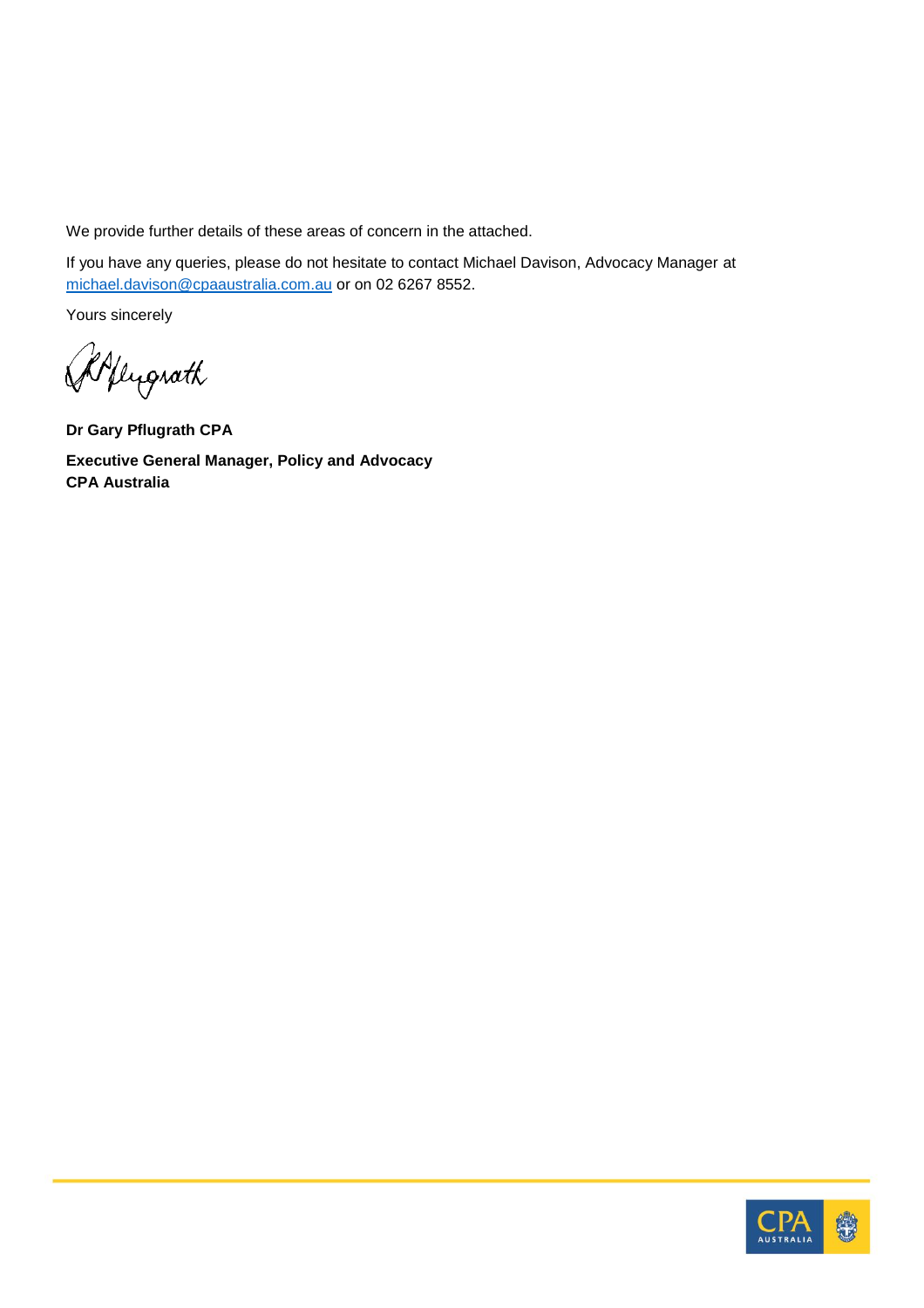We provide further details of these areas of concern in the attached.

If you have any queries, please do not hesitate to contact Michael Davison, Advocacy Manager at [michael.davison@cpaaustralia.com.au](mailto:michael.davison@cpaaustralia.com.au) or on 02 6267 8552.

Yours sincerely

**Dr Gary Pflugrath CPA**

**Executive General Manager, Policy and Advocacy**
**CPA Australia**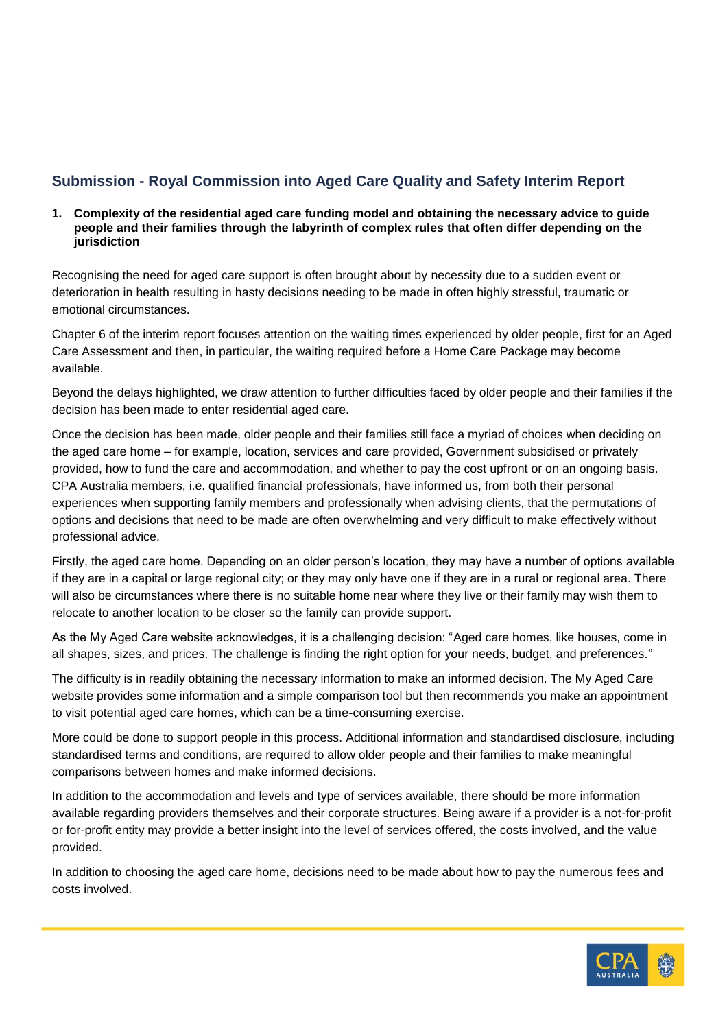## Submission - Royal Commission into Aged Care Quality and Safety Interim Report

**1. Complexity of the residential aged care funding model and obtaining the necessary advice to guide people and their families through the labyrinth of complex rules that often differ depending on the jurisdiction**

Recognising the need for aged care support is often brought about by necessity due to a sudden event or deterioration in health resulting in hasty decisions needing to be made in often highly stressful, traumatic or emotional circumstances.

Chapter 6 of the interim report focuses attention on the waiting times experienced by older people, first for an Aged Care Assessment and then, in particular, the waiting required before a Home Care Package may become available.

Beyond the delays highlighted, we draw attention to further difficulties faced by older people and their families if the decision has been made to enter residential aged care.

Once the decision has been made, older people and their families still face a myriad of choices when deciding on the aged care home – for example, location, services and care provided, Government subsidised or privately provided, how to fund the care and accommodation, and whether to pay the cost upfront or on an ongoing basis. CPA Australia members, i.e. qualified financial professionals, have informed us, from both their personal experiences when supporting family members and professionally when advising clients, that the permutations of options and decisions that need to be made are often overwhelming and very difficult to make effectively without professional advice.

Firstly, the aged care home. Depending on an older person's location, they may have a number of options available if they are in a capital or large regional city; or they may only have one if they are in a rural or regional area. There will also be circumstances where there is no suitable home near where they live or their family may wish them to relocate to another location to be closer so the family can provide support.

As the My Aged Care website acknowledges, it is a challenging decision: "Aged care homes, like houses, come in all shapes, sizes, and prices. The challenge is finding the right option for your needs, budget, and preferences."

The difficulty is in readily obtaining the necessary information to make an informed decision. The My Aged Care website provides some information and a simple comparison tool but then recommends you make an appointment to visit potential aged care homes, which can be a time-consuming exercise.

More could be done to support people in this process. Additional information and standardised disclosure, including standardised terms and conditions, are required to allow older people and their families to make meaningful comparisons between homes and make informed decisions.

In addition to the accommodation and levels and type of services available, there should be more information available regarding providers themselves and their corporate structures. Being aware if a provider is a not-for-profit or for-profit entity may provide a better insight into the level of services offered, the costs involved, and the value provided.

In addition to choosing the aged care home, decisions need to be made about how to pay the numerous fees and costs involved.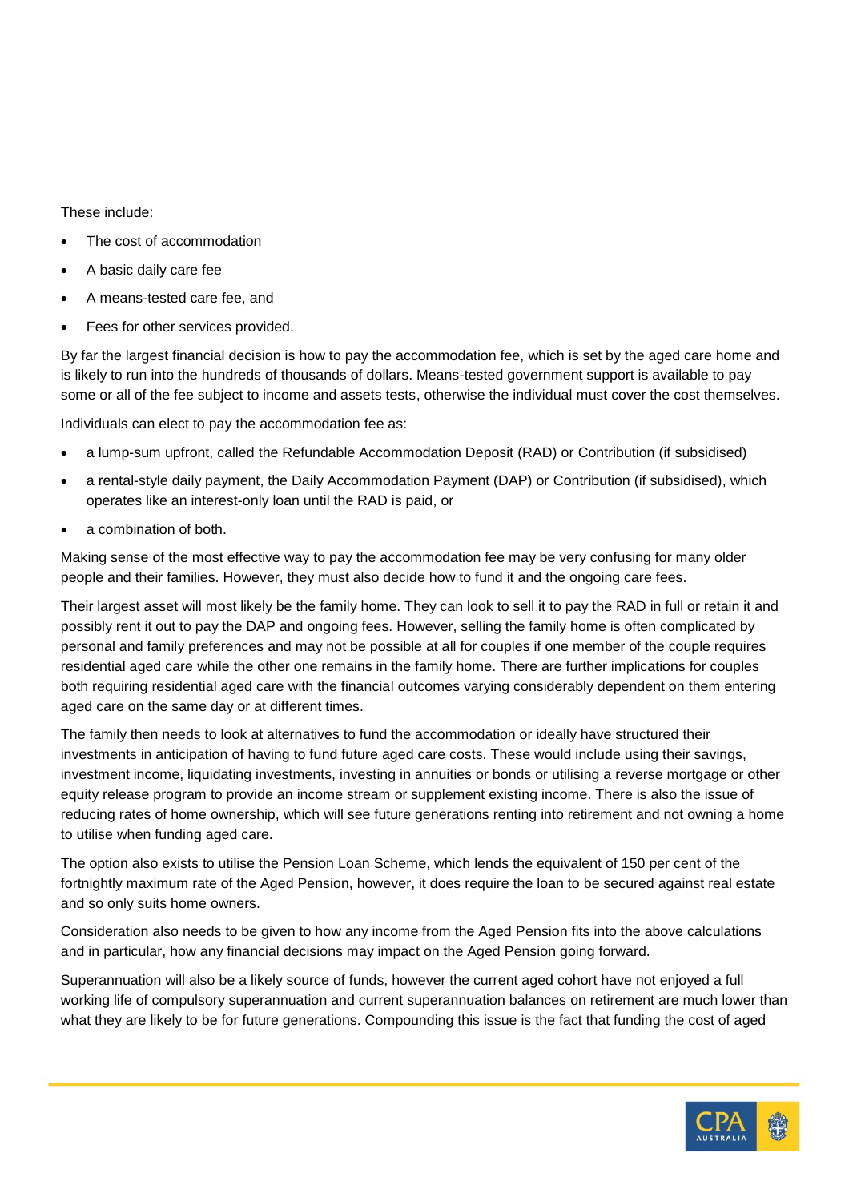These include:

- The cost of accommodation
- A basic daily care fee
- A means-tested care fee, and
- Fees for other services provided.

By far the largest financial decision is how to pay the accommodation fee, which is set by the aged care home and is likely to run into the hundreds of thousands of dollars. Means-tested government support is available to pay some or all of the fee subject to income and assets tests, otherwise the individual must cover the cost themselves.

Individuals can elect to pay the accommodation fee as:

- a lump-sum upfront, called the Refundable Accommodation Deposit (RAD) or Contribution (if subsidised)
- a rental-style daily payment, the Daily Accommodation Payment (DAP) or Contribution (if subsidised), which operates like an interest-only loan until the RAD is paid, or
- a combination of both.

Making sense of the most effective way to pay the accommodation fee may be very confusing for many older people and their families. However, they must also decide how to fund it and the ongoing care fees.

Their largest asset will most likely be the family home. They can look to sell it to pay the RAD in full or retain it and possibly rent it out to pay the DAP and ongoing fees. However, selling the family home is often complicated by personal and family preferences and may not be possible at all for couples if one member of the couple requires residential aged care while the other one remains in the family home. There are further implications for couples both requiring residential aged care with the financial outcomes varying considerably dependent on them entering aged care on the same day or at different times.

The family then needs to look at alternatives to fund the accommodation or ideally have structured their investments in anticipation of having to fund future aged care costs. These would include using their savings, investment income, liquidating investments, investing in annuities or bonds or utilising a reverse mortgage or other equity release program to provide an income stream or supplement existing income. There is also the issue of reducing rates of home ownership, which will see future generations renting into retirement and not owning a home to utilise when funding aged care.

The option also exists to utilise the Pension Loan Scheme, which lends the equivalent of 150 per cent of the fortnightly maximum rate of the Aged Pension, however, it does require the loan to be secured against real estate and so only suits home owners.

Consideration also needs to be given to how any income from the Aged Pension fits into the above calculations and in particular, how any financial decisions may impact on the Aged Pension going forward.

Superannuation will also be a likely source of funds, however the current aged cohort have not enjoyed a full working life of compulsory superannuation and current superannuation balances on retirement are much lower than what they are likely to be for future generations. Compounding this issue is the fact that funding the cost of aged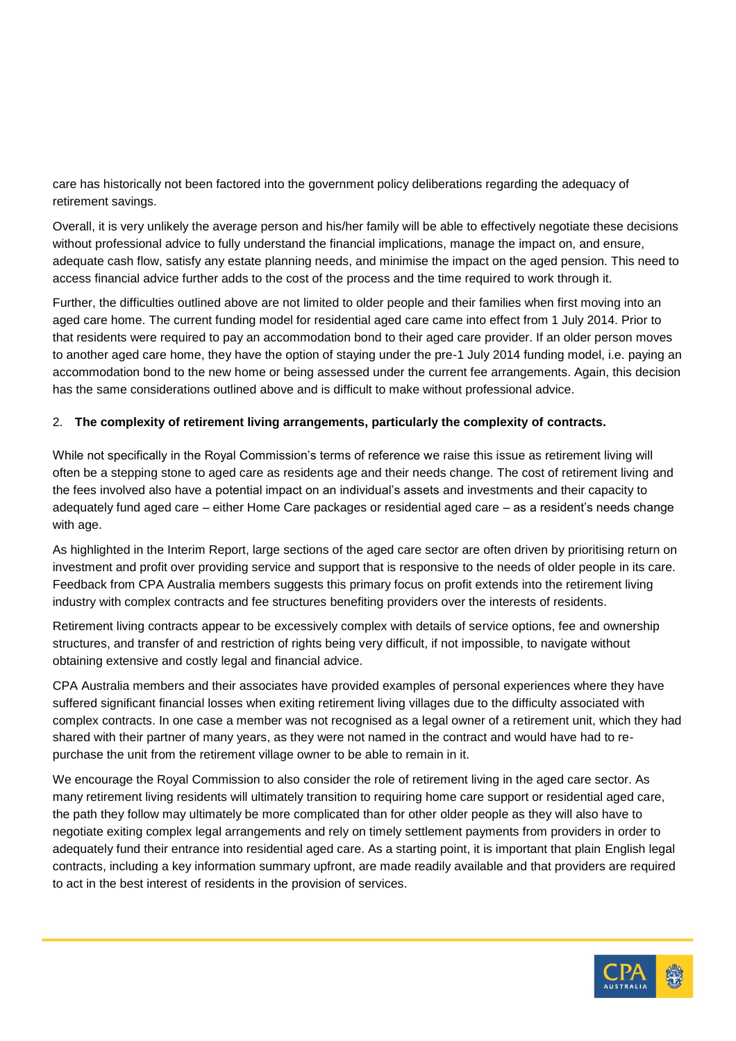care has historically not been factored into the government policy deliberations regarding the adequacy of retirement savings.

Overall, it is very unlikely the average person and his/her family will be able to effectively negotiate these decisions without professional advice to fully understand the financial implications, manage the impact on, and ensure, adequate cash flow, satisfy any estate planning needs, and minimise the impact on the aged pension. This need to access financial advice further adds to the cost of the process and the time required to work through it.

Further, the difficulties outlined above are not limited to older people and their families when first moving into an aged care home. The current funding model for residential aged care came into effect from 1 July 2014. Prior to that residents were required to pay an accommodation bond to their aged care provider. If an older person moves to another aged care home, they have the option of staying under the pre-1 July 2014 funding model, i.e. paying an accommodation bond to the new home or being assessed under the current fee arrangements. Again, this decision has the same considerations outlined above and is difficult to make without professional advice.

2. **The complexity of retirement living arrangements, particularly the complexity of contracts.**

While not specifically in the Royal Commission's terms of reference we raise this issue as retirement living will often be a stepping stone to aged care as residents age and their needs change. The cost of retirement living and the fees involved also have a potential impact on an individual's assets and investments and their capacity to adequately fund aged care – either Home Care packages or residential aged care – as a resident's needs change with age.

As highlighted in the Interim Report, large sections of the aged care sector are often driven by prioritising return on investment and profit over providing service and support that is responsive to the needs of older people in its care. Feedback from CPA Australia members suggests this primary focus on profit extends into the retirement living industry with complex contracts and fee structures benefiting providers over the interests of residents.

Retirement living contracts appear to be excessively complex with details of service options, fee and ownership structures, and transfer of and restriction of rights being very difficult, if not impossible, to navigate without obtaining extensive and costly legal and financial advice.

CPA Australia members and their associates have provided examples of personal experiences where they have suffered significant financial losses when exiting retirement living villages due to the difficulty associated with complex contracts. In one case a member was not recognised as a legal owner of a retirement unit, which they had shared with their partner of many years, as they were not named in the contract and would have had to re-purchase the unit from the retirement village owner to be able to remain in it.

We encourage the Royal Commission to also consider the role of retirement living in the aged care sector. As many retirement living residents will ultimately transition to requiring home care support or residential aged care, the path they follow may ultimately be more complicated than for other older people as they will also have to negotiate exiting complex legal arrangements and rely on timely settlement payments from providers in order to adequately fund their entrance into residential aged care. As a starting point, it is important that plain English legal contracts, including a key information summary upfront, are made readily available and that providers are required to act in the best interest of residents in the provision of services.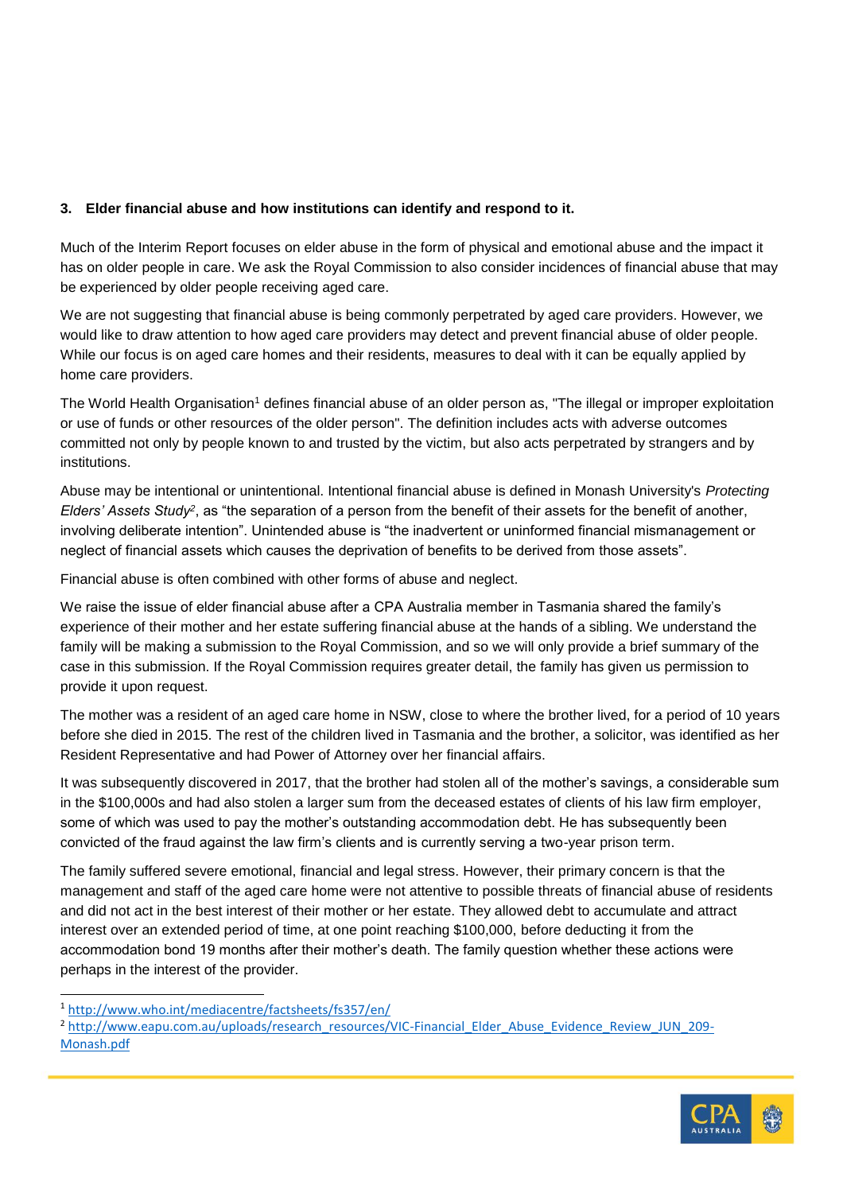### 3. Elder financial abuse and how institutions can identify and respond to it.

Much of the Interim Report focuses on elder abuse in the form of physical and emotional abuse and the impact it has on older people in care. We ask the Royal Commission to also consider incidences of financial abuse that may be experienced by older people receiving aged care.

We are not suggesting that financial abuse is being commonly perpetrated by aged care providers. However, we would like to draw attention to how aged care providers may detect and prevent financial abuse of older people. While our focus is on aged care homes and their residents, measures to deal with it can be equally applied by home care providers.

The World Health Organisation[1] defines financial abuse of an older person as, "The illegal or improper exploitation or use of funds or other resources of the older person". The definition includes acts with adverse outcomes committed not only by people known to and trusted by the victim, but also acts perpetrated by strangers and by institutions.

Abuse may be intentional or unintentional. Intentional financial abuse is defined in Monash University's *Protecting Elders' Assets Study*[2], as "the separation of a person from the benefit of their assets for the benefit of another, involving deliberate intention". Unintended abuse is "the inadvertent or uninformed financial mismanagement or neglect of financial assets which causes the deprivation of benefits to be derived from those assets".

Financial abuse is often combined with other forms of abuse and neglect.

We raise the issue of elder financial abuse after a CPA Australia member in Tasmania shared the family's experience of their mother and her estate suffering financial abuse at the hands of a sibling. We understand the family will be making a submission to the Royal Commission, and so we will only provide a brief summary of the case in this submission. If the Royal Commission requires greater detail, the family has given us permission to provide it upon request.

The mother was a resident of an aged care home in NSW, close to where the brother lived, for a period of 10 years before she died in 2015. The rest of the children lived in Tasmania and the brother, a solicitor, was identified as her Resident Representative and had Power of Attorney over her financial affairs.

It was subsequently discovered in 2017, that the brother had stolen all of the mother's savings, a considerable sum in the $100,000s and had also stolen a larger sum from the deceased estates of clients of his law firm employer, some of which was used to pay the mother's outstanding accommodation debt. He has subsequently been convicted of the fraud against the law firm's clients and is currently serving a two-year prison term.

The family suffered severe emotional, financial and legal stress. However, their primary concern is that the management and staff of the aged care home were not attentive to possible threats of financial abuse of residents and did not act in the best interest of their mother or her estate. They allowed debt to accumulate and attract interest over an extended period of time, at one point reaching $100,000, before deducting it from the accommodation bond 19 months after their mother's death. The family question whether these actions were perhaps in the interest of the provider.

---

[1] http://www.who.int/mediacentre/factsheets/fs357/en/

[2] http://www.eapu.com.au/uploads/research_resources/VIC-Financial_Elder_Abuse_Evidence_Review_JUN_209-Monash.pdf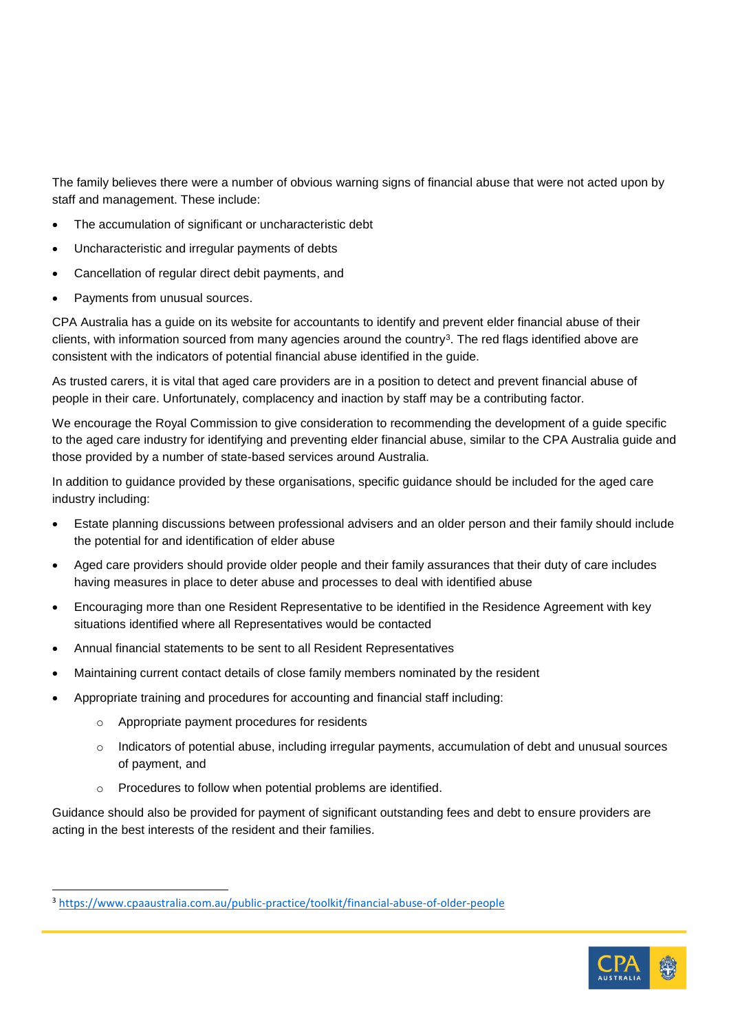The family believes there were a number of obvious warning signs of financial abuse that were not acted upon by staff and management. These include:

- The accumulation of significant or uncharacteristic debt
- Uncharacteristic and irregular payments of debts
- Cancellation of regular direct debit payments, and
- Payments from unusual sources.

CPA Australia has a guide on its website for accountants to identify and prevent elder financial abuse of their clients, with information sourced from many agencies around the country[3]. The red flags identified above are consistent with the indicators of potential financial abuse identified in the guide.

As trusted carers, it is vital that aged care providers are in a position to detect and prevent financial abuse of people in their care. Unfortunately, complacency and inaction by staff may be a contributing factor.

We encourage the Royal Commission to give consideration to recommending the development of a guide specific to the aged care industry for identifying and preventing elder financial abuse, similar to the CPA Australia guide and those provided by a number of state-based services around Australia.

In addition to guidance provided by these organisations, specific guidance should be included for the aged care industry including:

- Estate planning discussions between professional advisers and an older person and their family should include the potential for and identification of elder abuse
- Aged care providers should provide older people and their family assurances that their duty of care includes having measures in place to deter abuse and processes to deal with identified abuse
- Encouraging more than one Resident Representative to be identified in the Residence Agreement with key situations identified where all Representatives would be contacted
- Annual financial statements to be sent to all Resident Representatives
- Maintaining current contact details of close family members nominated by the resident
- Appropriate training and procedures for accounting and financial staff including:
    - Appropriate payment procedures for residents
    - Indicators of potential abuse, including irregular payments, accumulation of debt and unusual sources of payment, and
    - Procedures to follow when potential problems are identified.

Guidance should also be provided for payment of significant outstanding fees and debt to ensure providers are acting in the best interests of the resident and their families.

[3] https://www.cpaaustralia.com.au/public-practice/toolkit/financial-abuse-of-older-people